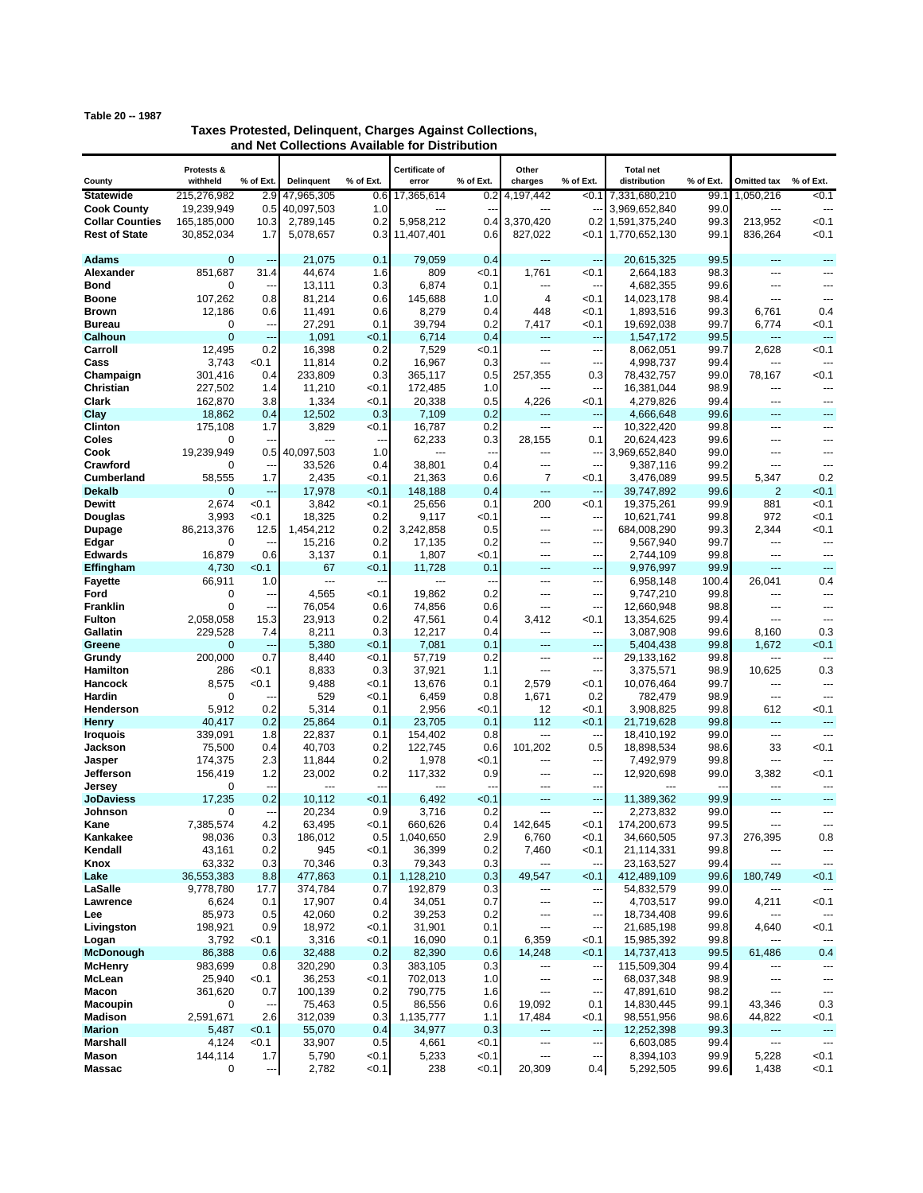Table 20 -- 1987

## Taxes Protested, Delinquent, Charges Against Collections, and Net Collections Available for Distribution

| County | Protests & withheld | % of Ext. | Delinquent | % of Ext. | Certificate of error | % of Ext. | Other charges | % of Ext. | Total net distribution | % of Ext. | Omitted tax | % of Ext. |
|---|---|---|---|---|---|---|---|---|---|---|---|---|
| **Statewide** | 215,276,982 | 2.9 | 47,965,305 | 0.6 | 17,365,614 | 0.2 | 4,197,442 | <0.1 | 7,331,680,210 | 99.1 | 1,050,216 | <0.1 |
| **Cook County** | 19,239,949 | 0.5 | 40,097,503 | 1.0 | --- | --- | --- | --- | 3,969,652,840 | 99.0 | --- | --- |
| **Collar Counties** | 165,185,000 | 10.3 | 2,789,145 | 0.2 | 5,958,212 | 0.4 | 3,370,420 | 0.2 | 1,591,375,240 | 99.3 | 213,952 | <0.1 |
| **Rest of State** | 30,852,034 | 1.7 | 5,078,657 | 0.3 | 11,407,401 | 0.6 | 827,022 | <0.1 | 1,770,652,130 | 99.1 | 836,264 | <0.1 |
| | | | | | | | | | | | | |
| **Adams** | 0 | --- | 21,075 | 0.1 | 79,059 | 0.4 | --- | --- | 20,615,325 | 99.5 | --- | --- |
| **Alexander** | 851,687 | 31.4 | 44,674 | 1.6 | 809 | <0.1 | 1,761 | <0.1 | 2,664,183 | 98.3 | --- | --- |
| **Bond** | 0 | --- | 13,111 | 0.3 | 6,874 | 0.1 | --- | --- | 4,682,355 | 99.6 | --- | --- |
| **Boone** | 107,262 | 0.8 | 81,214 | 0.6 | 145,688 | 1.0 | 4 | <0.1 | 14,023,178 | 98.4 | --- | --- |
| **Brown** | 12,186 | 0.6 | 11,491 | 0.6 | 8,279 | 0.4 | 448 | <0.1 | 1,893,516 | 99.3 | 6,761 | 0.4 |
| **Bureau** | 0 | --- | 27,291 | 0.1 | 39,794 | 0.2 | 7,417 | <0.1 | 19,692,038 | 99.7 | 6,774 | <0.1 |
| **Calhoun** | 0 | --- | 1,091 | <0.1 | 6,714 | 0.4 | --- | --- | 1,547,172 | 99.5 | --- | --- |
| **Carroll** | 12,495 | 0.2 | 16,398 | 0.2 | 7,529 | <0.1 | --- | --- | 8,062,051 | 99.7 | 2,628 | <0.1 |
| **Cass** | 3,743 | <0.1 | 11,814 | 0.2 | 16,967 | 0.3 | --- | --- | 4,998,737 | 99.4 | --- | --- |
| **Champaign** | 301,416 | 0.4 | 233,809 | 0.3 | 365,117 | 0.5 | 257,355 | 0.3 | 78,432,757 | 99.0 | 78,167 | <0.1 |
| **Christian** | 227,502 | 1.4 | 11,210 | <0.1 | 172,485 | 1.0 | --- | --- | 16,381,044 | 98.9 | --- | --- |
| **Clark** | 162,870 | 3.8 | 1,334 | <0.1 | 20,338 | 0.5 | 4,226 | <0.1 | 4,279,826 | 99.4 | --- | --- |
| **Clay** | 18,862 | 0.4 | 12,502 | 0.3 | 7,109 | 0.2 | --- | --- | 4,666,648 | 99.6 | --- | --- |
| **Clinton** | 175,108 | 1.7 | 3,829 | <0.1 | 16,787 | 0.2 | --- | --- | 10,322,420 | 99.8 | --- | --- |
| **Coles** | 0 | --- | --- | --- | 62,233 | 0.3 | 28,155 | 0.1 | 20,624,423 | 99.6 | --- | --- |
| **Cook** | 19,239,949 | 0.5 | 40,097,503 | 1.0 | --- | --- | --- | --- | 3,969,652,840 | 99.0 | --- | --- |
| **Crawford** | 0 | --- | 33,526 | 0.4 | 38,801 | 0.4 | --- | --- | 9,387,116 | 99.2 | --- | --- |
| **Cumberland** | 58,555 | 1.7 | 2,435 | <0.1 | 21,363 | 0.6 | 7 | <0.1 | 3,476,089 | 99.5 | 5,347 | 0.2 |
| **Dekalb** | 0 | --- | 17,978 | <0.1 | 148,188 | 0.4 | --- | --- | 39,747,892 | 99.6 | 2 | <0.1 |
| **Dewitt** | 2,674 | <0.1 | 3,842 | <0.1 | 25,656 | 0.1 | 200 | <0.1 | 19,375,261 | 99.9 | 881 | <0.1 |
| **Douglas** | 3,993 | <0.1 | 18,325 | 0.2 | 9,117 | <0.1 | --- | --- | 10,621,741 | 99.8 | 972 | <0.1 |
| **Dupage** | 86,213,376 | 12.5 | 1,454,212 | 0.2 | 3,242,858 | 0.5 | --- | --- | 684,008,290 | 99.3 | 2,344 | <0.1 |
| **Edgar** | 0 | --- | 15,216 | 0.2 | 17,135 | 0.2 | --- | --- | 9,567,940 | 99.7 | --- | --- |
| **Edwards** | 16,879 | 0.6 | 3,137 | 0.1 | 1,807 | <0.1 | --- | --- | 2,744,109 | 99.8 | --- | --- |
| **Effingham** | 4,730 | <0.1 | 67 | <0.1 | 11,728 | 0.1 | --- | --- | 9,976,997 | 99.9 | --- | --- |
| **Fayette** | 66,911 | 1.0 | --- | --- | --- | --- | --- | --- | 6,958,148 | 100.4 | 26,041 | 0.4 |
| **Ford** | 0 | --- | 4,565 | <0.1 | 19,862 | 0.2 | --- | --- | 9,747,210 | 99.8 | --- | --- |
| **Franklin** | 0 | --- | 76,054 | 0.6 | 74,856 | 0.6 | --- | --- | 12,660,948 | 98.8 | --- | --- |
| **Fulton** | 2,058,058 | 15.3 | 23,913 | 0.2 | 47,561 | 0.4 | 3,412 | <0.1 | 13,354,625 | 99.4 | --- | --- |
| **Gallatin** | 229,528 | 7.4 | 8,211 | 0.3 | 12,217 | 0.4 | --- | --- | 3,087,908 | 99.6 | 8,160 | 0.3 |
| **Greene** | 0 | --- | 5,380 | <0.1 | 7,081 | 0.1 | --- | --- | 5,404,438 | 99.8 | 1,672 | <0.1 |
| **Grundy** | 200,000 | 0.7 | 8,440 | <0.1 | 57,719 | 0.2 | --- | --- | 29,133,162 | 99.8 | --- | --- |
| **Hamilton** | 286 | <0.1 | 8,833 | 0.3 | 37,921 | 1.1 | --- | --- | 3,375,571 | 98.9 | 10,625 | 0.3 |
| **Hancock** | 8,575 | <0.1 | 9,488 | <0.1 | 13,676 | 0.1 | 2,579 | <0.1 | 10,076,464 | 99.7 | --- | --- |
| **Hardin** | 0 | --- | 529 | <0.1 | 6,459 | 0.8 | 1,671 | 0.2 | 782,479 | 98.9 | --- | --- |
| **Henderson** | 5,912 | 0.2 | 5,314 | 0.1 | 2,956 | <0.1 | 12 | <0.1 | 3,908,825 | 99.8 | 612 | <0.1 |
| **Henry** | 40,417 | 0.2 | 25,864 | 0.1 | 23,705 | 0.1 | 112 | <0.1 | 21,719,628 | 99.8 | --- | --- |
| **Iroquois** | 339,091 | 1.8 | 22,837 | 0.1 | 154,402 | 0.8 | --- | --- | 18,410,192 | 99.0 | --- | --- |
| **Jackson** | 75,500 | 0.4 | 40,703 | 0.2 | 122,745 | 0.6 | 101,202 | 0.5 | 18,898,534 | 98.6 | 33 | <0.1 |
| **Jasper** | 174,375 | 2.3 | 11,844 | 0.2 | 1,978 | <0.1 | --- | --- | 7,492,979 | 99.8 | --- | --- |
| **Jefferson** | 156,419 | 1.2 | 23,002 | 0.2 | 117,332 | 0.9 | --- | --- | 12,920,698 | 99.0 | 3,382 | <0.1 |
| **Jersey** | 0 | --- | --- | --- | --- | --- | --- | --- | --- | --- | --- | --- |
| **JoDaviess** | 17,235 | 0.2 | 10,112 | <0.1 | 6,492 | <0.1 | --- | --- | 11,389,362 | 99.9 | --- | --- |
| **Johnson** | 0 | --- | 20,234 | 0.9 | 3,716 | 0.2 | --- | --- | 2,273,832 | 99.0 | --- | --- |
| **Kane** | 7,385,574 | 4.2 | 63,495 | <0.1 | 660,626 | 0.4 | 142,645 | <0.1 | 174,200,673 | 99.5 | --- | --- |
| **Kankakee** | 98,036 | 0.3 | 186,012 | 0.5 | 1,040,650 | 2.9 | 6,760 | <0.1 | 34,660,505 | 97.3 | 276,395 | 0.8 |
| **Kendall** | 43,161 | 0.2 | 945 | <0.1 | 36,399 | 0.2 | 7,460 | <0.1 | 21,114,331 | 99.8 | --- | --- |
| **Knox** | 63,332 | 0.3 | 70,346 | 0.3 | 79,343 | 0.3 | --- | --- | 23,163,527 | 99.4 | --- | --- |
| **Lake** | 36,553,383 | 8.8 | 477,863 | 0.1 | 1,128,210 | 0.3 | 49,547 | <0.1 | 412,489,109 | 99.6 | 180,749 | <0.1 |
| **LaSalle** | 9,778,780 | 17.7 | 374,784 | 0.7 | 192,879 | 0.3 | --- | --- | 54,832,579 | 99.0 | --- | --- |
| **Lawrence** | 6,624 | 0.1 | 17,907 | 0.4 | 34,051 | 0.7 | --- | --- | 4,703,517 | 99.0 | 4,211 | <0.1 |
| **Lee** | 85,973 | 0.5 | 42,060 | 0.2 | 39,253 | 0.2 | --- | --- | 18,734,408 | 99.6 | --- | --- |
| **Livingston** | 198,921 | 0.9 | 18,972 | <0.1 | 31,901 | 0.1 | --- | --- | 21,685,198 | 99.8 | 4,640 | <0.1 |
| **Logan** | 3,792 | <0.1 | 3,316 | <0.1 | 16,090 | 0.1 | 6,359 | <0.1 | 15,985,392 | 99.8 | --- | --- |
| **McDonough** | 86,388 | 0.6 | 32,488 | 0.2 | 82,390 | 0.6 | 14,248 | <0.1 | 14,737,413 | 99.5 | 61,486 | 0.4 |
| **McHenry** | 983,699 | 0.8 | 320,290 | 0.3 | 383,105 | 0.3 | --- | --- | 115,509,304 | 99.4 | --- | --- |
| **McLean** | 25,940 | <0.1 | 36,253 | <0.1 | 702,013 | 1.0 | --- | --- | 68,037,348 | 98.9 | --- | --- |
| **Macon** | 361,620 | 0.7 | 100,139 | 0.2 | 790,775 | 1.6 | --- | --- | 47,891,610 | 98.2 | --- | --- |
| **Macoupin** | 0 | --- | 75,463 | 0.5 | 86,556 | 0.6 | 19,092 | 0.1 | 14,830,445 | 99.1 | 43,346 | 0.3 |
| **Madison** | 2,591,671 | 2.6 | 312,039 | 0.3 | 1,135,777 | 1.1 | 17,484 | <0.1 | 98,551,956 | 98.6 | 44,822 | <0.1 |
| **Marion** | 5,487 | <0.1 | 55,070 | 0.4 | 34,977 | 0.3 | --- | --- | 12,252,398 | 99.3 | --- | --- |
| **Marshall** | 4,124 | <0.1 | 33,907 | 0.5 | 4,661 | <0.1 | --- | --- | 6,603,085 | 99.4 | --- | --- |
| **Mason** | 144,114 | 1.7 | 5,790 | <0.1 | 5,233 | <0.1 | --- | --- | 8,394,103 | 99.9 | 5,228 | <0.1 |
| **Massac** | 0 | --- | 2,782 | <0.1 | 238 | <0.1 | 20,309 | 0.4 | 5,292,505 | 99.6 | 1,438 | <0.1 |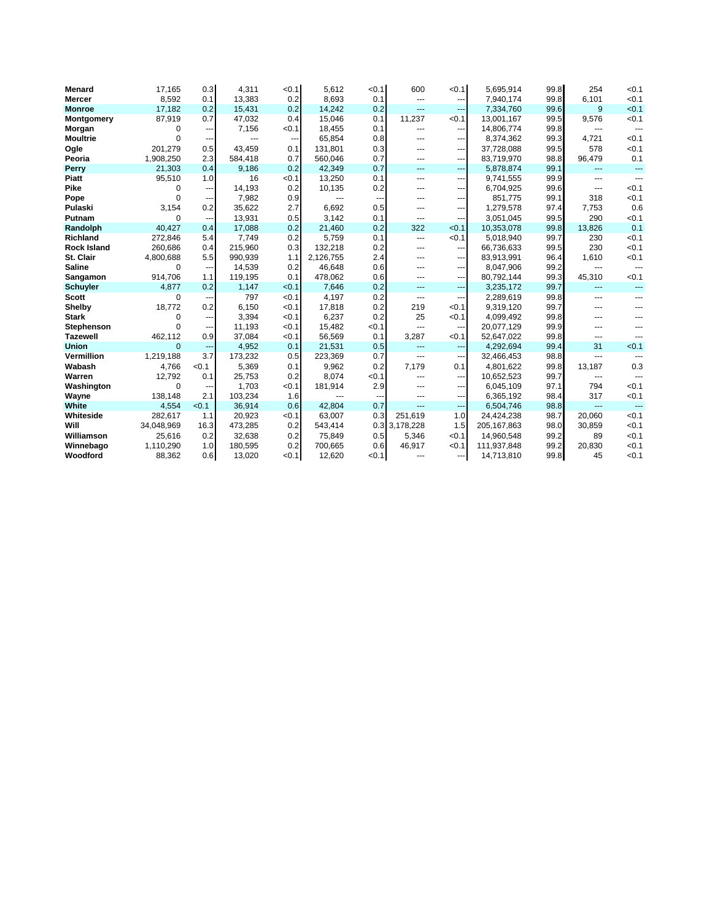| | | | | | | | | | | | | |
|---|---|---|---|---|---|---|---|---|---|---|---|---|
| **Menard** | 17,165 | 0.3 | 4,311 | <0.1 | 5,612 | <0.1 | 600 | <0.1 | 5,695,914 | 99.8 | 254 | <0.1 |
| **Mercer** | 8,592 | 0.1 | 13,383 | 0.2 | 8,693 | 0.1 | --- | --- | 7,940,174 | 99.8 | 6,101 | <0.1 |
| **Monroe** | 17,182 | 0.2 | 15,431 | 0.2 | 14,242 | 0.2 | --- | --- | 7,334,760 | 99.6 | 9 | <0.1 |
| **Montgomery** | 87,919 | 0.7 | 47,032 | 0.4 | 15,046 | 0.1 | 11,237 | <0.1 | 13,001,167 | 99.5 | 9,576 | <0.1 |
| **Morgan** | 0 | --- | 7,156 | <0.1 | 18,455 | 0.1 | --- | --- | 14,806,774 | 99.8 | --- | --- |
| **Moultrie** | 0 | --- | --- | --- | 65,854 | 0.8 | --- | --- | 8,374,362 | 99.3 | 4,721 | <0.1 |
| **Ogle** | 201,279 | 0.5 | 43,459 | 0.1 | 131,801 | 0.3 | --- | --- | 37,728,088 | 99.5 | 578 | <0.1 |
| **Peoria** | 1,908,250 | 2.3 | 584,418 | 0.7 | 560,046 | 0.7 | --- | --- | 83,719,970 | 98.8 | 96,479 | 0.1 |
| **Perry** | 21,303 | 0.4 | 9,186 | 0.2 | 42,349 | 0.7 | --- | --- | 5,878,874 | 99.1 | --- | --- |
| **Piatt** | 95,510 | 1.0 | 16 | <0.1 | 13,250 | 0.1 | --- | --- | 9,741,555 | 99.9 | --- | --- |
| **Pike** | 0 | --- | 14,193 | 0.2 | 10,135 | 0.2 | --- | --- | 6,704,925 | 99.6 | --- | <0.1 |
| **Pope** | 0 | --- | 7,982 | 0.9 | --- | --- | --- | --- | 851,775 | 99.1 | 318 | <0.1 |
| **Pulaski** | 3,154 | 0.2 | 35,622 | 2.7 | 6,692 | 0.5 | --- | --- | 1,279,578 | 97.4 | 7,753 | 0.6 |
| **Putnam** | 0 | --- | 13,931 | 0.5 | 3,142 | 0.1 | --- | --- | 3,051,045 | 99.5 | 290 | <0.1 |
| **Randolph** | 40,427 | 0.4 | 17,088 | 0.2 | 21,460 | 0.2 | 322 | <0.1 | 10,353,078 | 99.8 | 13,826 | 0.1 |
| **Richland** | 272,846 | 5.4 | 7,749 | 0.2 | 5,759 | 0.1 | --- | <0.1 | 5,018,940 | 99.7 | 230 | <0.1 |
| **Rock Island** | 260,686 | 0.4 | 215,960 | 0.3 | 132,218 | 0.2 | --- | --- | 66,736,633 | 99.5 | 230 | <0.1 |
| **St. Clair** | 4,800,688 | 5.5 | 990,939 | 1.1 | 2,126,755 | 2.4 | --- | --- | 83,913,991 | 96.4 | 1,610 | <0.1 |
| **Saline** | 0 | --- | 14,539 | 0.2 | 46,648 | 0.6 | --- | --- | 8,047,906 | 99.2 | --- | --- |
| **Sangamon** | 914,706 | 1.1 | 119,195 | 0.1 | 478,062 | 0.6 | --- | --- | 80,792,144 | 99.3 | 45,310 | <0.1 |
| **Schuyler** | 4,877 | 0.2 | 1,147 | <0.1 | 7,646 | 0.2 | --- | --- | 3,235,172 | 99.7 | --- | --- |
| **Scott** | 0 | --- | 797 | <0.1 | 4,197 | 0.2 | --- | --- | 2,289,619 | 99.8 | --- | --- |
| **Shelby** | 18,772 | 0.2 | 6,150 | <0.1 | 17,818 | 0.2 | 219 | <0.1 | 9,319,120 | 99.7 | --- | --- |
| **Stark** | 0 | --- | 3,394 | <0.1 | 6,237 | 0.2 | 25 | <0.1 | 4,099,492 | 99.8 | --- | --- |
| **Stephenson** | 0 | --- | 11,193 | <0.1 | 15,482 | <0.1 | --- | --- | 20,077,129 | 99.9 | --- | --- |
| **Tazewell** | 462,112 | 0.9 | 37,084 | <0.1 | 56,569 | 0.1 | 3,287 | <0.1 | 52,647,022 | 99.8 | --- | --- |
| **Union** | 0 | --- | 4,952 | 0.1 | 21,531 | 0.5 | --- | --- | 4,292,694 | 99.4 | 31 | <0.1 |
| **Vermillion** | 1,219,188 | 3.7 | 173,232 | 0.5 | 223,369 | 0.7 | --- | --- | 32,466,453 | 98.8 | --- | --- |
| **Wabash** | 4,766 | <0.1 | 5,369 | 0.1 | 9,962 | 0.2 | 7,179 | 0.1 | 4,801,622 | 99.8 | 13,187 | 0.3 |
| **Warren** | 12,792 | 0.1 | 25,753 | 0.2 | 8,074 | <0.1 | --- | --- | 10,652,523 | 99.7 | --- | --- |
| **Washington** | 0 | --- | 1,703 | <0.1 | 181,914 | 2.9 | --- | --- | 6,045,109 | 97.1 | 794 | <0.1 |
| **Wayne** | 138,148 | 2.1 | 103,234 | 1.6 | --- | --- | --- | --- | 6,365,192 | 98.4 | 317 | <0.1 |
| **White** | 4,554 | <0.1 | 36,914 | 0.6 | 42,804 | 0.7 | --- | --- | 6,504,746 | 98.8 | --- | --- |
| **Whiteside** | 282,617 | 1.1 | 20,923 | <0.1 | 63,007 | 0.3 | 251,619 | 1.0 | 24,424,238 | 98.7 | 20,060 | <0.1 |
| **Will** | 34,048,969 | 16.3 | 473,285 | 0.2 | 543,414 | 0.3 | 3,178,228 | 1.5 | 205,167,863 | 98.0 | 30,859 | <0.1 |
| **Williamson** | 25,616 | 0.2 | 32,638 | 0.2 | 75,849 | 0.5 | 5,346 | <0.1 | 14,960,548 | 99.2 | 89 | <0.1 |
| **Winnebago** | 1,110,290 | 1.0 | 180,595 | 0.2 | 700,665 | 0.6 | 46,917 | <0.1 | 111,937,848 | 99.2 | 20,830 | <0.1 |
| **Woodford** | 88,362 | 0.6 | 13,020 | <0.1 | 12,620 | <0.1 | --- | --- | 14,713,810 | 99.8 | 45 | <0.1 |